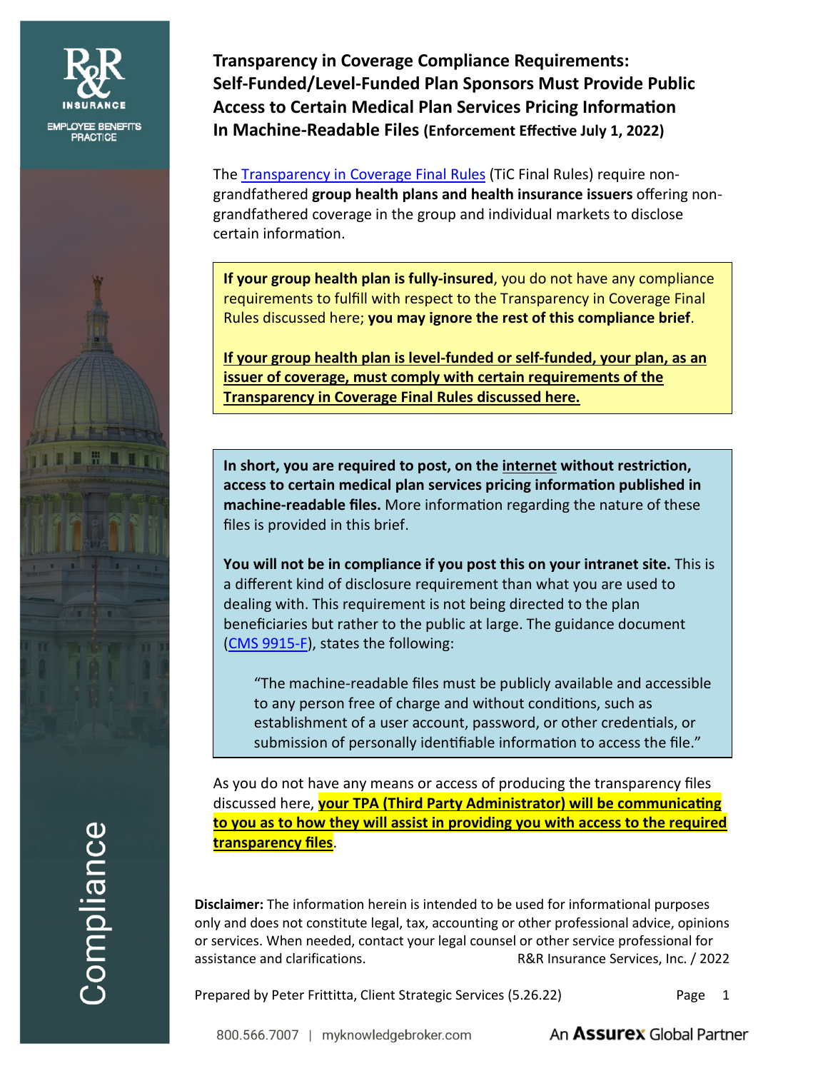# Transparency in Coverage Compliance Requirements: Self-Funded/Level-Funded Plan Sponsors Must Provide Public Access to Certain Medical Plan Services Pricing Information In Machine-Readable Files (Enforcement Effective July 1, 2022)

The Transparency in Coverage Final Rules (TiC Final Rules) require non-grandfathered **group health plans and health insurance issuers** offering non-grandfathered coverage in the group and individual markets to disclose certain information.

> **If your group health plan is fully-insured**, you do not have any compliance requirements to fulfill with respect to the Transparency in Coverage Final Rules discussed here; **you may ignore the rest of this compliance brief**.
>
> <u>**If your group health plan is level-funded or self-funded, your plan, as an issuer of coverage, must comply with certain requirements of the Transparency in Coverage Final Rules discussed here.**</u>

> **In short, you are required to post, on the <u>internet</u> without restriction, access to certain medical plan services pricing information published in machine-readable files.** More information regarding the nature of these files is provided in this brief.
>
> **You will not be in compliance if you post this on your intranet site.** This is a different kind of disclosure requirement than what you are used to dealing with. This requirement is not being directed to the plan beneficiaries but rather to the public at large. The guidance document (CMS 9915-F), states the following:
>
> "The machine-readable files must be publicly available and accessible to any person free of charge and without conditions, such as establishment of a user account, password, or other credentials, or submission of personally identifiable information to access the file."

As you do not have any means or access of producing the transparency files discussed here, <u>**your TPA (Third Party Administrator) will be communicating to you as to how they will assist in providing you with access to the required transparency files**</u>.

**Disclaimer:** The information herein is intended to be used for informational purposes only and does not constitute legal, tax, accounting or other professional advice, opinions or services. When needed, contact your legal counsel or other service professional for assistance and clarifications. R&R Insurance Services, Inc. / 2022

Prepared by Peter Frittitta, Client Strategic Services (5.26.22)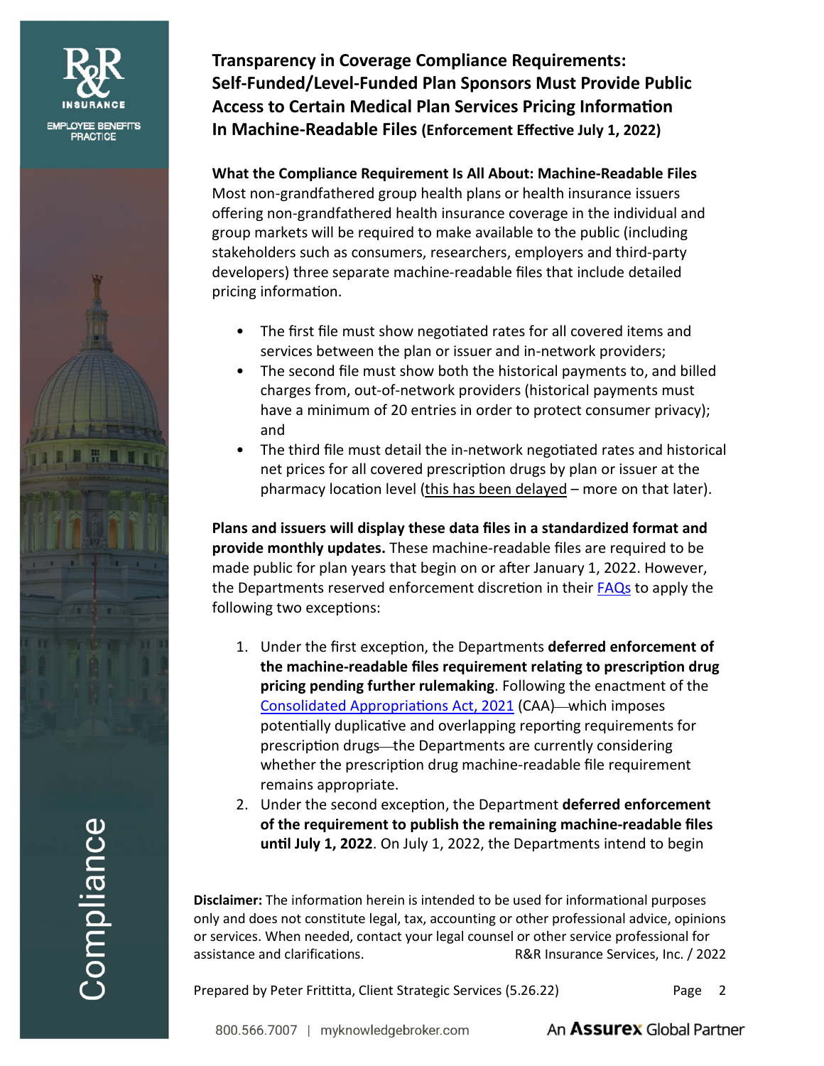## Transparency in Coverage Compliance Requirements: Self-Funded/Level-Funded Plan Sponsors Must Provide Public Access to Certain Medical Plan Services Pricing Information In Machine-Readable Files (Enforcement Effective July 1, 2022)

**What the Compliance Requirement Is All About: Machine-Readable Files**

Most non-grandfathered group health plans or health insurance issuers offering non-grandfathered health insurance coverage in the individual and group markets will be required to make available to the public (including stakeholders such as consumers, researchers, employers and third-party developers) three separate machine-readable files that include detailed pricing information.

- The first file must show negotiated rates for all covered items and services between the plan or issuer and in-network providers;
- The second file must show both the historical payments to, and billed charges from, out-of-network providers (historical payments must have a minimum of 20 entries in order to protect consumer privacy); and
- The third file must detail the in-network negotiated rates and historical net prices for all covered prescription drugs by plan or issuer at the pharmacy location level (this has been delayed – more on that later).

**Plans and issuers will display these data files in a standardized format and provide monthly updates.** These machine-readable files are required to be made public for plan years that begin on or after January 1, 2022. However, the Departments reserved enforcement discretion in their FAQs to apply the following two exceptions:

1. Under the first exception, the Departments **deferred enforcement of the machine-readable files requirement relating to prescription drug pricing pending further rulemaking**. Following the enactment of the Consolidated Appropriations Act, 2021 (CAA)—which imposes potentially duplicative and overlapping reporting requirements for prescription drugs—the Departments are currently considering whether the prescription drug machine-readable file requirement remains appropriate.
2. Under the second exception, the Department **deferred enforcement of the requirement to publish the remaining machine-readable files until July 1, 2022**. On July 1, 2022, the Departments intend to begin

**Disclaimer:** The information herein is intended to be used for informational purposes only and does not constitute legal, tax, accounting or other professional advice, opinions or services. When needed, contact your legal counsel or other service professional for assistance and clarifications. R&R Insurance Services, Inc. / 2022

Prepared by Peter Frittitta, Client Strategic Services (5.26.22)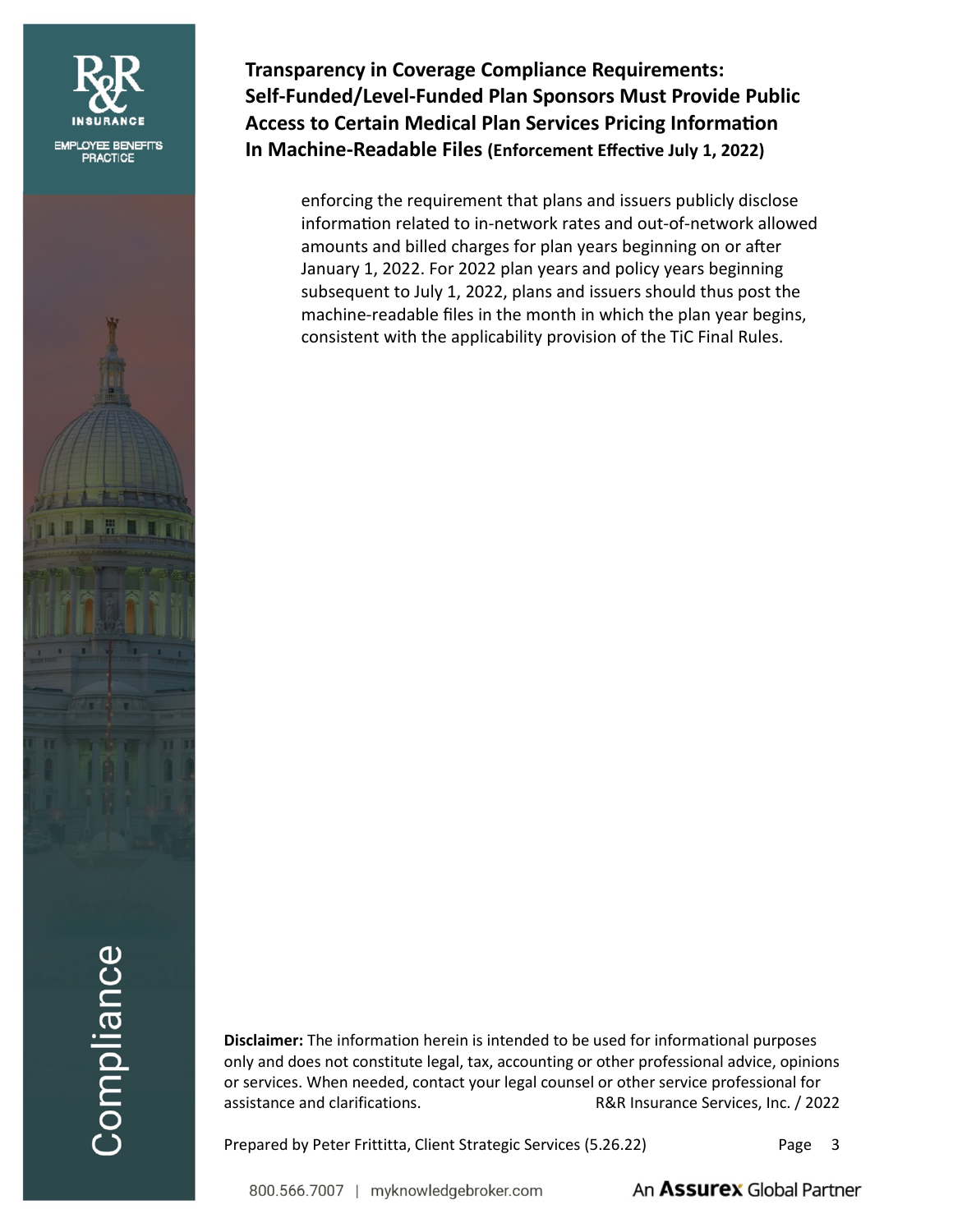**Transparency in Coverage Compliance Requirements: Self-Funded/Level-Funded Plan Sponsors Must Provide Public Access to Certain Medical Plan Services Pricing Information In Machine-Readable Files (Enforcement Effective July 1, 2022)**

enforcing the requirement that plans and issuers publicly disclose information related to in-network rates and out-of-network allowed amounts and billed charges for plan years beginning on or after January 1, 2022. For 2022 plan years and policy years beginning subsequent to July 1, 2022, plans and issuers should thus post the machine-readable files in the month in which the plan year begins, consistent with the applicability provision of the TiC Final Rules.

**Disclaimer:** The information herein is intended to be used for informational purposes only and does not constitute legal, tax, accounting or other professional advice, opinions or services. When needed, contact your legal counsel or other service professional for assistance and clarifications. R&R Insurance Services, Inc. / 2022

Prepared by Peter Frittitta, Client Strategic Services (5.26.22)